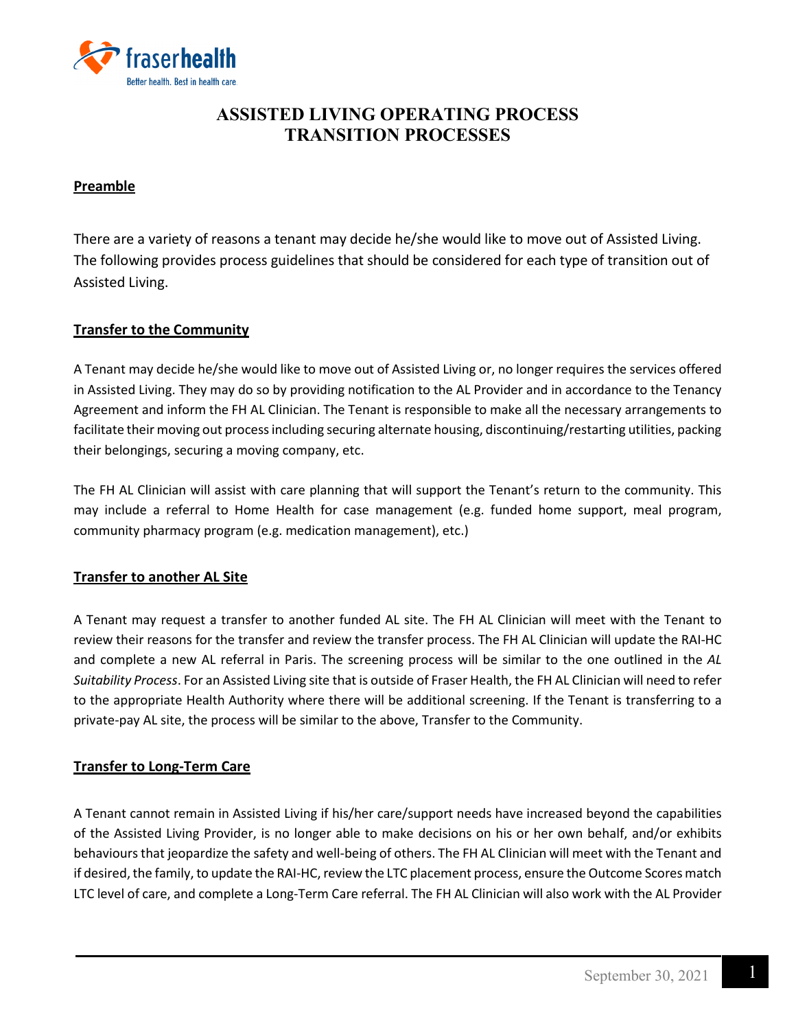# ASSISTED LIVING OPERATING PROCESS
# TRANSITION PROCESSES

## Preamble

There are a variety of reasons a tenant may decide he/she would like to move out of Assisted Living. The following provides process guidelines that should be considered for each type of transition out of Assisted Living.

## Transfer to the Community

A Tenant may decide he/she would like to move out of Assisted Living or, no longer requires the services offered in Assisted Living. They may do so by providing notification to the AL Provider and in accordance to the Tenancy Agreement and inform the FH AL Clinician. The Tenant is responsible to make all the necessary arrangements to facilitate their moving out process including securing alternate housing, discontinuing/restarting utilities, packing their belongings, securing a moving company, etc.

The FH AL Clinician will assist with care planning that will support the Tenant's return to the community. This may include a referral to Home Health for case management (e.g. funded home support, meal program, community pharmacy program (e.g. medication management), etc.)

## Transfer to another AL Site

A Tenant may request a transfer to another funded AL site. The FH AL Clinician will meet with the Tenant to review their reasons for the transfer and review the transfer process. The FH AL Clinician will update the RAI-HC and complete a new AL referral in Paris. The screening process will be similar to the one outlined in the *AL Suitability Process*. For an Assisted Living site that is outside of Fraser Health, the FH AL Clinician will need to refer to the appropriate Health Authority where there will be additional screening. If the Tenant is transferring to a private-pay AL site, the process will be similar to the above, Transfer to the Community.

## Transfer to Long-Term Care

A Tenant cannot remain in Assisted Living if his/her care/support needs have increased beyond the capabilities of the Assisted Living Provider, is no longer able to make decisions on his or her own behalf, and/or exhibits behaviours that jeopardize the safety and well-being of others. The FH AL Clinician will meet with the Tenant and if desired, the family, to update the RAI-HC, review the LTC placement process, ensure the Outcome Scores match LTC level of care, and complete a Long-Term Care referral. The FH AL Clinician will also work with the AL Provider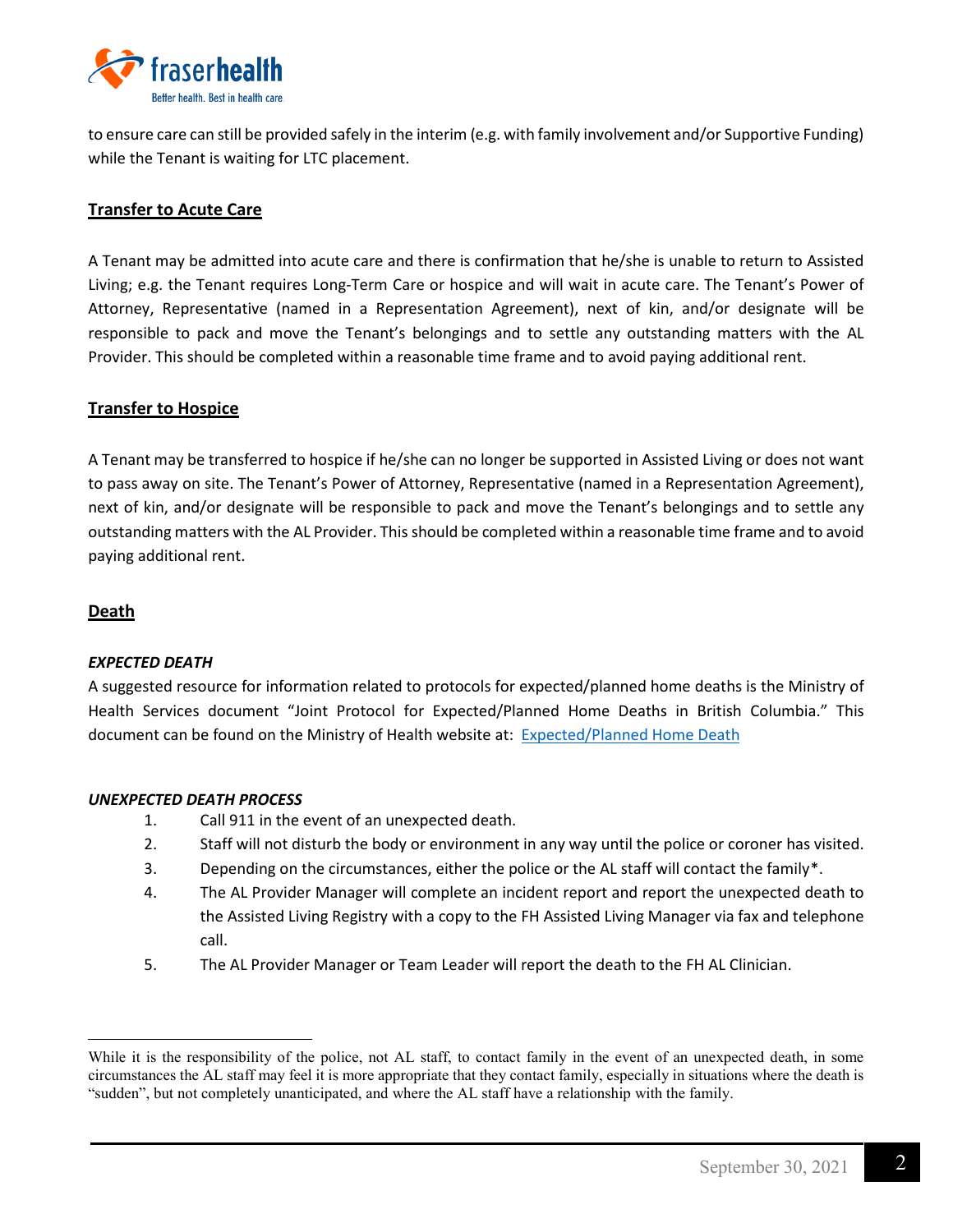to ensure care can still be provided safely in the interim (e.g. with family involvement and/or Supportive Funding) while the Tenant is waiting for LTC placement.

## Transfer to Acute Care

A Tenant may be admitted into acute care and there is confirmation that he/she is unable to return to Assisted Living; e.g. the Tenant requires Long-Term Care or hospice and will wait in acute care. The Tenant's Power of Attorney, Representative (named in a Representation Agreement), next of kin, and/or designate will be responsible to pack and move the Tenant's belongings and to settle any outstanding matters with the AL Provider. This should be completed within a reasonable time frame and to avoid paying additional rent.

## Transfer to Hospice

A Tenant may be transferred to hospice if he/she can no longer be supported in Assisted Living or does not want to pass away on site. The Tenant's Power of Attorney, Representative (named in a Representation Agreement), next of kin, and/or designate will be responsible to pack and move the Tenant's belongings and to settle any outstanding matters with the AL Provider. This should be completed within a reasonable time frame and to avoid paying additional rent.

## Death

### *EXPECTED DEATH*

A suggested resource for information related to protocols for expected/planned home deaths is the Ministry of Health Services document "Joint Protocol for Expected/Planned Home Deaths in British Columbia." This document can be found on the Ministry of Health website at: [Expected/Planned Home Death]()

### *UNEXPECTED DEATH PROCESS*

1. Call 911 in the event of an unexpected death.
2. Staff will not disturb the body or environment in any way until the police or coroner has visited.
3. Depending on the circumstances, either the police or the AL staff will contact the family*.
4. The AL Provider Manager will complete an incident report and report the unexpected death to the Assisted Living Registry with a copy to the FH Assisted Living Manager via fax and telephone call.
5. The AL Provider Manager or Team Leader will report the death to the FH AL Clinician.

---

While it is the responsibility of the police, not AL staff, to contact family in the event of an unexpected death, in some circumstances the AL staff may feel it is more appropriate that they contact family, especially in situations where the death is "sudden", but not completely unanticipated, and where the AL staff have a relationship with the family.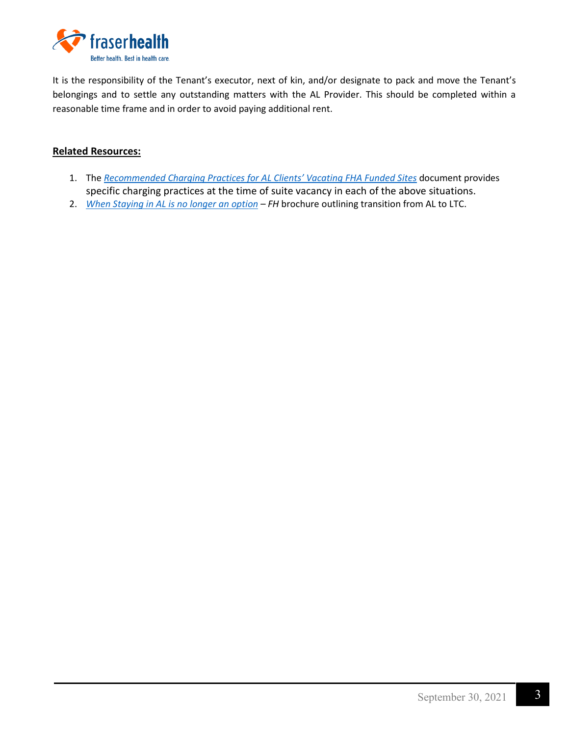It is the responsibility of the Tenant's executor, next of kin, and/or designate to pack and move the Tenant's belongings and to settle any outstanding matters with the AL Provider. This should be completed within a reasonable time frame and in order to avoid paying additional rent.

**Related Resources:**

1. The *Recommended Charging Practices for AL Clients' Vacating FHA Funded Sites* document provides specific charging practices at the time of suite vacancy in each of the above situations.
2. *When Staying in AL is no longer an option* – *FH* brochure outlining transition from AL to LTC.